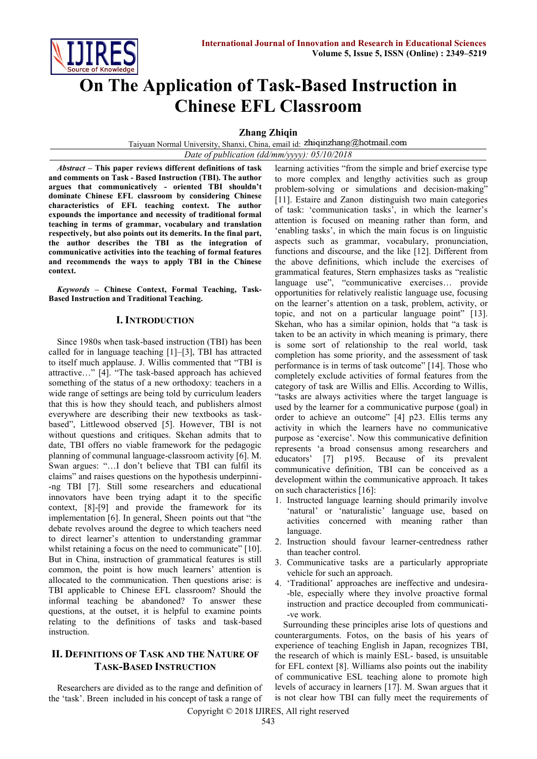# On The Application of Task-Based Instruction in Chinese EFL Classroom

**Zhang Zhiqin**

Taiyuan Normal University, Shanxi, China, email id: zhiqinzhang@hotmail.com

*Date of publication (dd/mm/yyyy): 05/10/2018*

***Abstract* – This paper reviews different definitions of task and comments on Task - Based Instruction (TBI). The author argues that communicatively - oriented TBI shouldn't dominate Chinese EFL classroom by considering Chinese characteristics of EFL teaching context. The author expounds the importance and necessity of traditional formal teaching in terms of grammar, vocabulary and translation respectively, but also points out its demerits. In the final part, the author describes the TBI as the integration of communicative activities into the teaching of formal features and recommends the ways to apply TBI in the Chinese context.**

***Keywords* – Chinese Context, Formal Teaching, Task-Based Instruction and Traditional Teaching.**

## I. Introduction

Since 1980s when task-based instruction (TBI) has been called for in language teaching [1]–[3], TBI has attracted to itself much applause. J. Willis commented that "TBI is attractive…" [4]. "The task-based approach has achieved something of the status of a new orthodoxy: teachers in a wide range of settings are being told by curriculum leaders that this is how they should teach, and publishers almost everywhere are describing their new textbooks as task-based", Littlewood observed [5]. However, TBI is not without questions and critiques. Skehan admits that to date, TBI offers no viable framework for the pedagogic planning of communal language-classroom activity [6]. M. Swan argues: "…I don't believe that TBI can fulfil its claims" and raises questions on the hypothesis underpinning TBI [7]. Still some researchers and educational innovators have been trying adapt it to the specific context, [8]-[9] and provide the framework for its implementation [6]. In general, Sheen points out that "the debate revolves around the degree to which teachers need to direct learner's attention to understanding grammar whilst retaining a focus on the need to communicate" [10]. But in China, instruction of grammatical features is still common, the point is how much learners' attention is allocated to the communication. Then questions arise: is TBI applicable to Chinese EFL classroom? Should the informal teaching be abandoned? To answer these questions, at the outset, it is helpful to examine points relating to the definitions of tasks and task-based instruction.

## II. Definitions of Task and the Nature of Task-Based Instruction

Researchers are divided as to the range and definition of the 'task'. Breen included in his concept of task a range of learning activities "from the simple and brief exercise type to more complex and lengthy activities such as group problem-solving or simulations and decision-making" [11]. Estaire and Zanon distinguish two main categories of task: 'communication tasks', in which the learner's attention is focused on meaning rather than form, and 'enabling tasks', in which the main focus is on linguistic aspects such as grammar, vocabulary, pronunciation, functions and discourse, and the like [12]. Different from the above definitions, which include the exercises of grammatical features, Stern emphasizes tasks as "realistic language use", "communicative exercises… provide opportunities for relatively realistic language use, focusing on the learner's attention on a task, problem, activity, or topic, and not on a particular language point" [13]. Skehan, who has a similar opinion, holds that "a task is taken to be an activity in which meaning is primary, there is some sort of relationship to the real world, task completion has some priority, and the assessment of task performance is in terms of task outcome" [14]. Those who completely exclude activities of formal features from the category of task are Willis and Ellis. According to Willis, "tasks are always activities where the target language is used by the learner for a communicative purpose (goal) in order to achieve an outcome" [4] p23. Ellis terms any activity in which the learners have no communicative purpose as 'exercise'. Now this communicative definition represents 'a broad consensus among researchers and educators' [7] p195. Because of its prevalent communicative definition, TBI can be conceived as a development within the communicative approach. It takes on such characteristics [16]:

1. Instructed language learning should primarily involve 'natural' or 'naturalistic' language use, based on activities concerned with meaning rather than language.
2. Instruction should favour learner-centredness rather than teacher control.
3. Communicative tasks are a particularly appropriate vehicle for such an approach.
4. 'Traditional' approaches are ineffective and undesirable, especially where they involve proactive formal instruction and practice decoupled from communicative work.

Surrounding these principles arise lots of questions and counterarguments. Fotos, on the basis of his years of experience of teaching English in Japan, recognizes TBI, the research of which is mainly ESL- based, is unsuitable for EFL context [8]. Williams also points out the inability of communicative ESL teaching alone to promote high levels of accuracy in learners [17]. M. Swan argues that it is not clear how TBI can fully meet the requirements of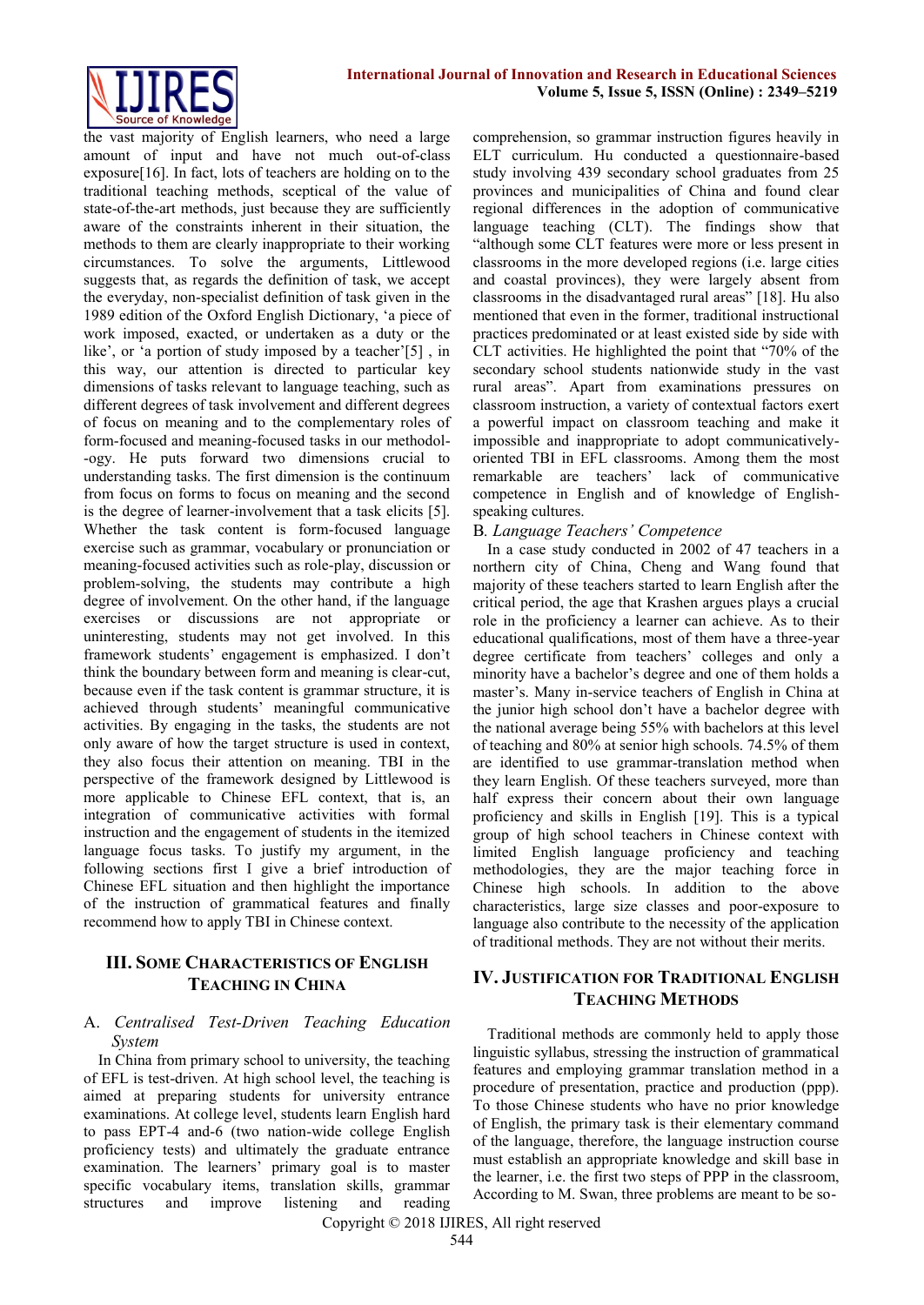the vast majority of English learners, who need a large amount of input and have not much out-of-class exposure[16]. In fact, lots of teachers are holding on to the traditional teaching methods, sceptical of the value of state-of-the-art methods, just because they are sufficiently aware of the constraints inherent in their situation, the methods to them are clearly inappropriate to their working circumstances. To solve the arguments, Littlewood suggests that, as regards the definition of task, we accept the everyday, non-specialist definition of task given in the 1989 edition of the Oxford English Dictionary, 'a piece of work imposed, exacted, or undertaken as a duty or the like', or 'a portion of study imposed by a teacher'[5] , in this way, our attention is directed to particular key dimensions of tasks relevant to language teaching, such as different degrees of task involvement and different degrees of focus on meaning and to the complementary roles of form-focused and meaning-focused tasks in our methodol--ogy. He puts forward two dimensions crucial to understanding tasks. The first dimension is the continuum from focus on forms to focus on meaning and the second is the degree of learner-involvement that a task elicits [5]. Whether the task content is form-focused language exercise such as grammar, vocabulary or pronunciation or meaning-focused activities such as role-play, discussion or problem-solving, the students may contribute a high degree of involvement. On the other hand, if the language exercises or discussions are not appropriate or uninteresting, students may not get involved. In this framework students' engagement is emphasized. I don't think the boundary between form and meaning is clear-cut, because even if the task content is grammar structure, it is achieved through students' meaningful communicative activities. By engaging in the tasks, the students are not only aware of how the target structure is used in context, they also focus their attention on meaning. TBI in the perspective of the framework designed by Littlewood is more applicable to Chinese EFL context, that is, an integration of communicative activities with formal instruction and the engagement of students in the itemized language focus tasks. To justify my argument, in the following sections first I give a brief introduction of Chinese EFL situation and then highlight the importance of the instruction of grammatical features and finally recommend how to apply TBI in Chinese context.

## III. Some Characteristics of English Teaching in China

### A. *Centralised Test-Driven Teaching Education System*

In China from primary school to university, the teaching of EFL is test-driven. At high school level, the teaching is aimed at preparing students for university entrance examinations. At college level, students learn English hard to pass EPT-4 and-6 (two nation-wide college English proficiency tests) and ultimately the graduate entrance examination. The learners' primary goal is to master specific vocabulary items, translation skills, grammar structures and improve listening and reading comprehension, so grammar instruction figures heavily in ELT curriculum. Hu conducted a questionnaire-based study involving 439 secondary school graduates from 25 provinces and municipalities of China and found clear regional differences in the adoption of communicative language teaching (CLT). The findings show that "although some CLT features were more or less present in classrooms in the more developed regions (i.e. large cities and coastal provinces), they were largely absent from classrooms in the disadvantaged rural areas" [18]. Hu also mentioned that even in the former, traditional instructional practices predominated or at least existed side by side with CLT activities. He highlighted the point that "70% of the secondary school students nationwide study in the vast rural areas". Apart from examinations pressures on classroom instruction, a variety of contextual factors exert a powerful impact on classroom teaching and make it impossible and inappropriate to adopt communicatively-oriented TBI in EFL classrooms. Among them the most remarkable are teachers' lack of communicative competence in English and of knowledge of English-speaking cultures.

### B. *Language Teachers' Competence*

In a case study conducted in 2002 of 47 teachers in a northern city of China, Cheng and Wang found that majority of these teachers started to learn English after the critical period, the age that Krashen argues plays a crucial role in the proficiency a learner can achieve. As to their educational qualifications, most of them have a three-year degree certificate from teachers' colleges and only a minority have a bachelor's degree and one of them holds a master's. Many in-service teachers of English in China at the junior high school don't have a bachelor degree with the national average being 55% with bachelors at this level of teaching and 80% at senior high schools. 74.5% of them are identified to use grammar-translation method when they learn English. Of these teachers surveyed, more than half express their concern about their own language proficiency and skills in English [19]. This is a typical group of high school teachers in Chinese context with limited English language proficiency and teaching methodologies, they are the major teaching force in Chinese high schools. In addition to the above characteristics, large size classes and poor-exposure to language also contribute to the necessity of the application of traditional methods. They are not without their merits.

## IV. Justification for Traditional English Teaching Methods

Traditional methods are commonly held to apply those linguistic syllabus, stressing the instruction of grammatical features and employing grammar translation method in a procedure of presentation, practice and production (ppp). To those Chinese students who have no prior knowledge of English, the primary task is their elementary command of the language, therefore, the language instruction course must establish an appropriate knowledge and skill base in the learner, i.e. the first two steps of PPP in the classroom, According to M. Swan, three problems are meant to be so-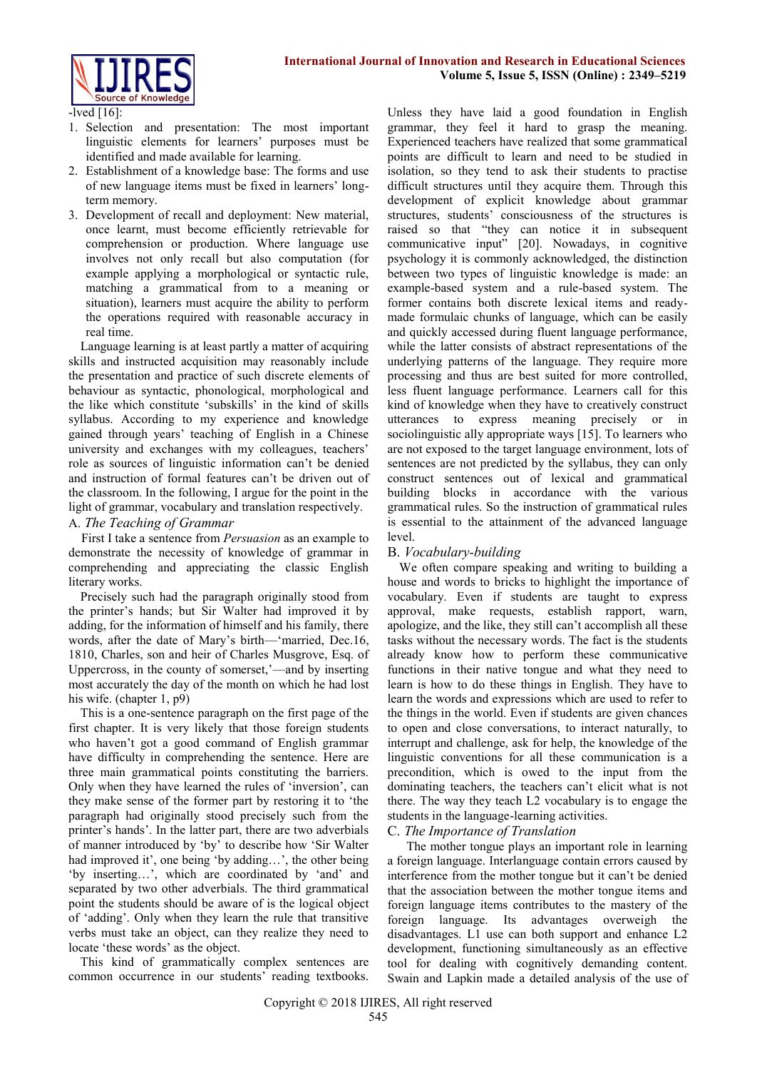-lved [16]:

1. Selection and presentation: The most important linguistic elements for learners' purposes must be identified and made available for learning.
2. Establishment of a knowledge base: The forms and use of new language items must be fixed in learners' long-term memory.
3. Development of recall and deployment: New material, once learnt, must become efficiently retrievable for comprehension or production. Where language use involves not only recall but also computation (for example applying a morphological or syntactic rule, matching a grammatical from to a meaning or situation), learners must acquire the ability to perform the operations required with reasonable accuracy in real time.

Language learning is at least partly a matter of acquiring skills and instructed acquisition may reasonably include the presentation and practice of such discrete elements of behaviour as syntactic, phonological, morphological and the like which constitute 'subskills' in the kind of skills syllabus. According to my experience and knowledge gained through years' teaching of English in a Chinese university and exchanges with my colleagues, teachers' role as sources of linguistic information can't be denied and instruction of formal features can't be driven out of the classroom. In the following, I argue for the point in the light of grammar, vocabulary and translation respectively.

### A. *The Teaching of Grammar*

First I take a sentence from *Persuasion* as an example to demonstrate the necessity of knowledge of grammar in comprehending and appreciating the classic English literary works.

Precisely such had the paragraph originally stood from the printer's hands; but Sir Walter had improved it by adding, for the information of himself and his family, there words, after the date of Mary's birth—'married, Dec.16, 1810, Charles, son and heir of Charles Musgrove, Esq. of Uppercross, in the county of somerset,'—and by inserting most accurately the day of the month on which he had lost his wife. (chapter 1, p9)

This is a one-sentence paragraph on the first page of the first chapter. It is very likely that those foreign students who haven't got a good command of English grammar have difficulty in comprehending the sentence. Here are three main grammatical points constituting the barriers. Only when they have learned the rules of 'inversion', can they make sense of the former part by restoring it to 'the paragraph had originally stood precisely such from the printer's hands'. In the latter part, there are two adverbials of manner introduced by 'by' to describe how 'Sir Walter had improved it', one being 'by adding…', the other being 'by inserting…', which are coordinated by 'and' and separated by two other adverbials. The third grammatical point the students should be aware of is the logical object of 'adding'. Only when they learn the rule that transitive verbs must take an object, can they realize they need to locate 'these words' as the object.

This kind of grammatically complex sentences are common occurrence in our students' reading textbooks. Unless they have laid a good foundation in English grammar, they feel it hard to grasp the meaning. Experienced teachers have realized that some grammatical points are difficult to learn and need to be studied in isolation, so they tend to ask their students to practise difficult structures until they acquire them. Through this development of explicit knowledge about grammar structures, students' consciousness of the structures is raised so that "they can notice it in subsequent communicative input" [20]. Nowadays, in cognitive psychology it is commonly acknowledged, the distinction between two types of linguistic knowledge is made: an example-based system and a rule-based system. The former contains both discrete lexical items and ready-made formulaic chunks of language, which can be easily and quickly accessed during fluent language performance, while the latter consists of abstract representations of the underlying patterns of the language. They require more processing and thus are best suited for more controlled, less fluent language performance. Learners call for this kind of knowledge when they have to creatively construct utterances to express meaning precisely or in sociolinguistic ally appropriate ways [15]. To learners who are not exposed to the target language environment, lots of sentences are not predicted by the syllabus, they can only construct sentences out of lexical and grammatical building blocks in accordance with the various grammatical rules. So the instruction of grammatical rules is essential to the attainment of the advanced language level.

### B. *Vocabulary-building*

We often compare speaking and writing to building a house and words to bricks to highlight the importance of vocabulary. Even if students are taught to express approval, make requests, establish rapport, warn, apologize, and the like, they still can't accomplish all these tasks without the necessary words. The fact is the students already know how to perform these communicative functions in their native tongue and what they need to learn is how to do these things in English. They have to learn the words and expressions which are used to refer to the things in the world. Even if students are given chances to open and close conversations, to interact naturally, to interrupt and challenge, ask for help, the knowledge of the linguistic conventions for all these communication is a precondition, which is owed to the input from the dominating teachers, the teachers can't elicit what is not there. The way they teach L2 vocabulary is to engage the students in the language-learning activities.

### C. *The Importance of Translation*

The mother tongue plays an important role in learning a foreign language. Interlanguage contain errors caused by interference from the mother tongue but it can't be denied that the association between the mother tongue items and foreign language items contributes to the mastery of the foreign language. Its advantages overweigh the disadvantages. L1 use can both support and enhance L2 development, functioning simultaneously as an effective tool for dealing with cognitively demanding content. Swain and Lapkin made a detailed analysis of the use of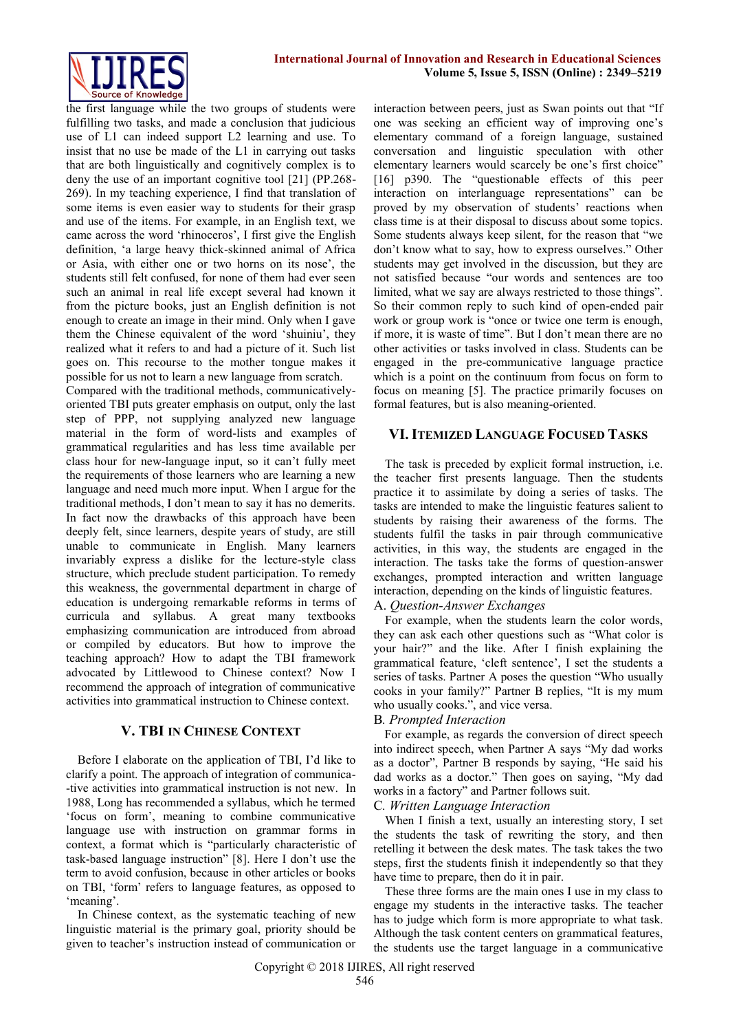the first language while the two groups of students were fulfilling two tasks, and made a conclusion that judicious use of L1 can indeed support L2 learning and use. To insist that no use be made of the L1 in carrying out tasks that are both linguistically and cognitively complex is to deny the use of an important cognitive tool [21] (PP.268-269). In my teaching experience, I find that translation of some items is even easier way to students for their grasp and use of the items. For example, in an English text, we came across the word 'rhinoceros', I first give the English definition, 'a large heavy thick-skinned animal of Africa or Asia, with either one or two horns on its nose', the students still felt confused, for none of them had ever seen such an animal in real life except several had known it from the picture books, just an English definition is not enough to create an image in their mind. Only when I gave them the Chinese equivalent of the word 'shuiniu', they realized what it refers to and had a picture of it. Such list goes on. This recourse to the mother tongue makes it possible for us not to learn a new language from scratch.

Compared with the traditional methods, communicatively-oriented TBI puts greater emphasis on output, only the last step of PPP, not supplying analyzed new language material in the form of word-lists and examples of grammatical regularities and has less time available per class hour for new-language input, so it can't fully meet the requirements of those learners who are learning a new language and need much more input. When I argue for the traditional methods, I don't mean to say it has no demerits. In fact now the drawbacks of this approach have been deeply felt, since learners, despite years of study, are still unable to communicate in English. Many learners invariably express a dislike for the lecture-style class structure, which preclude student participation. To remedy this weakness, the governmental department in charge of education is undergoing remarkable reforms in terms of curricula and syllabus. A great many textbooks emphasizing communication are introduced from abroad or compiled by educators. But how to improve the teaching approach? How to adapt the TBI framework advocated by Littlewood to Chinese context? Now I recommend the approach of integration of communicative activities into grammatical instruction to Chinese context.

## V. TBI in Chinese Context

Before I elaborate on the application of TBI, I'd like to clarify a point. The approach of integration of communica--tive activities into grammatical instruction is not new. In 1988, Long has recommended a syllabus, which he termed 'focus on form', meaning to combine communicative language use with instruction on grammar forms in context, a format which is "particularly characteristic of task-based language instruction" [8]. Here I don't use the term to avoid confusion, because in other articles or books on TBI, 'form' refers to language features, as opposed to 'meaning'.

In Chinese context, as the systematic teaching of new linguistic material is the primary goal, priority should be given to teacher's instruction instead of communication or interaction between peers, just as Swan points out that "If one was seeking an efficient way of improving one's elementary command of a foreign language, sustained conversation and linguistic speculation with other elementary learners would scarcely be one's first choice" [16] p390. The "questionable effects of this peer interaction on interlanguage representations" can be proved by my observation of students' reactions when class time is at their disposal to discuss about some topics. Some students always keep silent, for the reason that "we don't know what to say, how to express ourselves." Other students may get involved in the discussion, but they are not satisfied because "our words and sentences are too limited, what we say are always restricted to those things". So their common reply to such kind of open-ended pair work or group work is "once or twice one term is enough, if more, it is waste of time". But I don't mean there are no other activities or tasks involved in class. Students can be engaged in the pre-communicative language practice which is a point on the continuum from focus on form to focus on meaning [5]. The practice primarily focuses on formal features, but is also meaning-oriented.

## VI. Itemized Language Focused Tasks

The task is preceded by explicit formal instruction, i.e. the teacher first presents language. Then the students practice it to assimilate by doing a series of tasks. The tasks are intended to make the linguistic features salient to students by raising their awareness of the forms. The students fulfil the tasks in pair through communicative activities, in this way, the students are engaged in the interaction. The tasks take the forms of question-answer exchanges, prompted interaction and written language interaction, depending on the kinds of linguistic features.

### A. *Question-Answer Exchanges*

For example, when the students learn the color words, they can ask each other questions such as "What color is your hair?" and the like. After I finish explaining the grammatical feature, 'cleft sentence', I set the students a series of tasks. Partner A poses the question "Who usually cooks in your family?" Partner B replies, "It is my mum who usually cooks.", and vice versa.

### B. *Prompted Interaction*

For example, as regards the conversion of direct speech into indirect speech, when Partner A says "My dad works as a doctor", Partner B responds by saying, "He said his dad works as a doctor." Then goes on saying, "My dad works in a factory" and Partner follows suit.

### C. *Written Language Interaction*

When I finish a text, usually an interesting story, I set the students the task of rewriting the story, and then retelling it between the desk mates. The task takes the two steps, first the students finish it independently so that they have time to prepare, then do it in pair.

These three forms are the main ones I use in my class to engage my students in the interactive tasks. The teacher has to judge which form is more appropriate to what task. Although the task content centers on grammatical features, the students use the target language in a communicative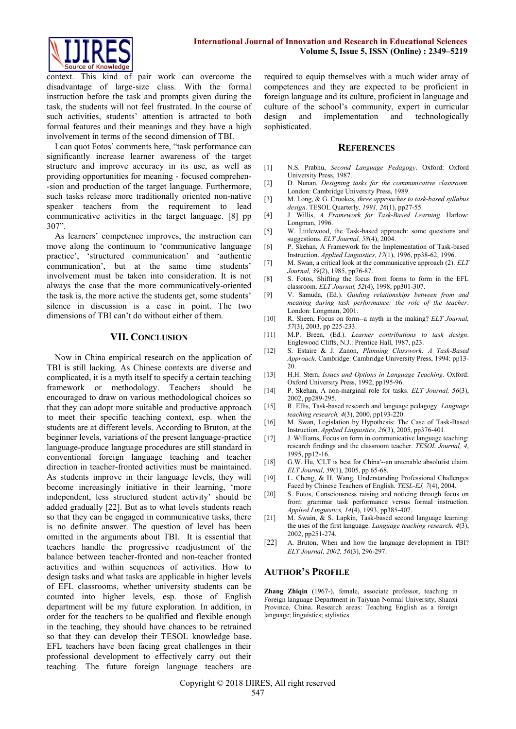context. This kind of pair work can overcome the disadvantage of large-size class. With the formal instruction before the task and prompts given during the task, the students will not feel frustrated. In the course of such activities, students' attention is attracted to both formal features and their meanings and they have a high involvement in terms of the second dimension of TBI.

I can quot Fotos' comments here, "task performance can significantly increase learner awareness of the target structure and improve accuracy in its use, as well as providing opportunities for meaning - focused comprehen- -sion and production of the target language. Furthermore, such tasks release more traditionally oriented non-native speaker teachers from the requirement to lead communicative activities in the target language. [8] pp 307".

As learners' competence improves, the instruction can move along the continuum to 'communicative language practice', 'structured communication' and 'authentic communication', but at the same time students' involvement must be taken into consideration. It is not always the case that the more communicatively-oriented the task is, the more active the students get, some students' silence in discussion is a case in point. The two dimensions of TBI can't do without either of them.

## VII. Conclusion

Now in China empirical research on the application of TBI is still lacking. As Chinese contexts are diverse and complicated, it is a myth itself to specify a certain teaching framework or methodology. Teachers should be encouraged to draw on various methodological choices so that they can adopt more suitable and productive approach to meet their specific teaching context, esp. when the students are at different levels. According to Bruton, at the beginner levels, variations of the present language-practice language-produce language procedures are still standard in conventional foreign language teaching and teacher direction in teacher-fronted activities must be maintained. As students improve in their language levels, they will become increasingly initiative in their learning, 'more independent, less structured student activity' should be added gradually [22]. But as to what levels students reach so that they can be engaged in communicative tasks, there is no definite answer. The question of level has been omitted in the arguments about TBI. It is essential that teachers handle the progressive readjustment of the balance between teacher-fronted and non-teacher fronted activities and within sequences of activities. How to design tasks and what tasks are applicable in higher levels of EFL classrooms, whether university students can be counted into higher levels, esp. those of English department will be my future exploration. In addition, in order for the teachers to be qualified and flexible enough in the teaching, they should have chances to be retrained so that they can develop their TESOL knowledge base. EFL teachers have been facing great challenges in their professional development to effectively carry out their teaching. The future foreign language teachers are required to equip themselves with a much wider array of competences and they are expected to be proficient in foreign language and its culture, proficient in language and culture of the school's community, expert in curricular design and implementation and technologically sophisticated.

## References

[1] N.S. Prabhu, *Second Language Pedagogy*. Oxford: Oxford University Press, 1987.

[2] D. Nunan, *Designing tasks for the communicative classroom*. London: Cambridge University Press, 1989.

[3] M. Long, & G. Crookes, *three approaches to task-based syllabus design*. TESOL Quarterly*, 1991, 26*(1), pp27-55.

[4] J. Willis, *A Framework for Task-Based Learning*. Harlow: Longman, 1996.

[5] W. Littlewood, the Task-based approach: some questions and suggestions. *ELT Journal, 58*(4), 2004.

[6] P. Skehan, A Framework for the Implementation of Task-based Instruction. *Applied Linguistics, 17*(1), 1996, pp38-62, 1996.

[7] M. Swan, a critical look at the communicative approach (2). *ELT Journal, 39*(2), 1985, pp76-87.

[8] S. Fotos, Shifting the focus from forms to form in the EFL classroom. *ELT Journal, 52*(4), 1998, pp301-307.

[9] V. Samuda, (Ed.). *Guiding relationships between from and meaning during task performance: the role of the teacher*. London: Longman, 2001.

[10] R. Sheen, Focus on form--a myth in the making? *ELT Journal, 57*(3), 2003, pp 225-233.

[11] M.P. Breen, (Ed.). *Learner contributions to task design*. Englewood Cliffs, N.J.: Prentice Hall, 1987, p23.

[12] S. Estaire & J. Zanon, *Planning Classwork: A Task-Based Approach*. Cambridge: Cambridge University Press, 1994: pp13-20.

[13] H.H. Stern, *Issues and Options in Language Teaching*. Oxford: Oxford University Press, 1992, pp195-96.

[14] P. Skehan, A non-marginal role for tasks. *ELT Journal, 56*(3), 2002, pp289-295.

[15] R. Ellis, Task-based research and language pedagogy. *Language teaching research, 4*(3), 2000, pp193-220.

[16] M. Swan, Legislation by Hypothesis: The Case of Task-Based Instruction. *Applied Linguistics, 26*(3), 2005, pp376-401.

[17] J. Williams, Focus on form in communicative language teaching: research findings and the classroom teacher. *TESOL Journal, 4*, 1995, pp12-16.

[18] G.W. Hu, 'CLT is best for China'--an untenable absolutist claim. *ELT Journal, 59*(1), 2005, pp 65-68.

[19] L. Cheng, & H. Wang, Understanding Professional Challenges Faced by Chinese Teachers of English. *TESL-EJ, 7*(4), 2004.

[20] S. Fotos, Consciousness raising and noticing through focus on from: grammar task performance versus formal instruction. *Applied Linguistics, 14*(4), 1993, pp385-407.

[21] M. Swain, & S. Lapkin, Task-based second language learning: the uses of the first language. *Language teaching research, 4*(3), 2002, pp251-274.

[22] A. Bruton, When and how the language development in TBI? *ELT Journal, 2002, 56*(3), 296-297.

## Author's Profile

**Zhang Zhiqin** (1967-), female, associate professor, teaching in Foreign language Department in Taiyuan Normal University, Shanxi Province, China. Research areas: Teaching English as a foreign language; linguistics; stylistics